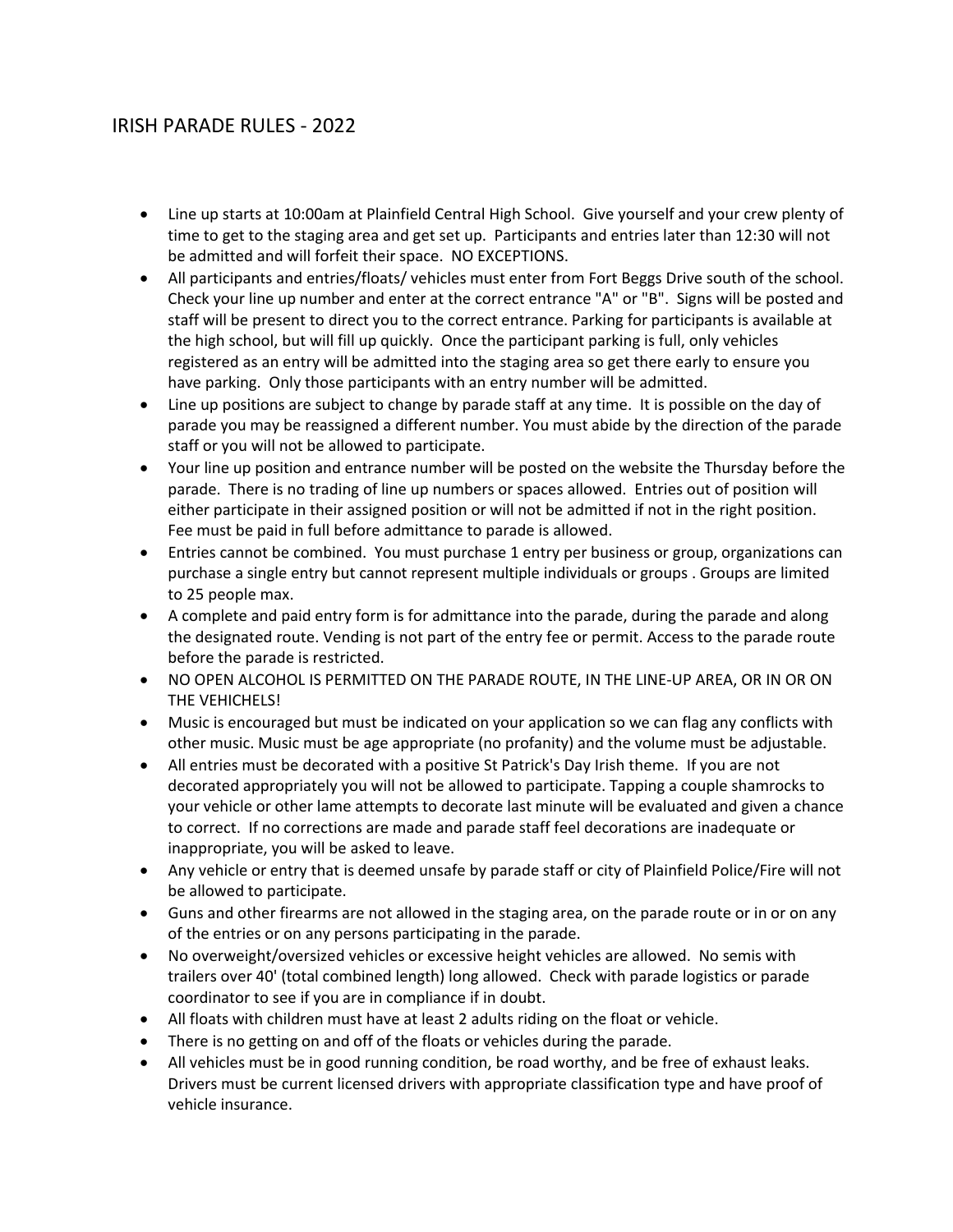# IRISH PARADE RULES - 2022

- Line up starts at 10:00am at Plainfield Central High School. Give yourself and your crew plenty of time to get to the staging area and get set up. Participants and entries later than 12:30 will not be admitted and will forfeit their space. NO EXCEPTIONS.
- All participants and entries/floats/ vehicles must enter from Fort Beggs Drive south of the school. Check your line up number and enter at the correct entrance "A" or "B". Signs will be posted and staff will be present to direct you to the correct entrance. Parking for participants is available at the high school, but will fill up quickly. Once the participant parking is full, only vehicles registered as an entry will be admitted into the staging area so get there early to ensure you have parking. Only those participants with an entry number will be admitted.
- Line up positions are subject to change by parade staff at any time. It is possible on the day of parade you may be reassigned a different number. You must abide by the direction of the parade staff or you will not be allowed to participate.
- Your line up position and entrance number will be posted on the website the Thursday before the parade. There is no trading of line up numbers or spaces allowed. Entries out of position will either participate in their assigned position or will not be admitted if not in the right position. Fee must be paid in full before admittance to parade is allowed.
- Entries cannot be combined. You must purchase 1 entry per business or group, organizations can purchase a single entry but cannot represent multiple individuals or groups . Groups are limited to 25 people max.
- A complete and paid entry form is for admittance into the parade, during the parade and along the designated route. Vending is not part of the entry fee or permit. Access to the parade route before the parade is restricted.
- NO OPEN ALCOHOL IS PERMITTED ON THE PARADE ROUTE, IN THE LINE-UP AREA, OR IN OR ON THE VEHICHELS!
- Music is encouraged but must be indicated on your application so we can flag any conflicts with other music. Music must be age appropriate (no profanity) and the volume must be adjustable.
- All entries must be decorated with a positive St Patrick's Day Irish theme. If you are not decorated appropriately you will not be allowed to participate. Tapping a couple shamrocks to your vehicle or other lame attempts to decorate last minute will be evaluated and given a chance to correct. If no corrections are made and parade staff feel decorations are inadequate or inappropriate, you will be asked to leave.
- Any vehicle or entry that is deemed unsafe by parade staff or city of Plainfield Police/Fire will not be allowed to participate.
- Guns and other firearms are not allowed in the staging area, on the parade route or in or on any of the entries or on any persons participating in the parade.
- No overweight/oversized vehicles or excessive height vehicles are allowed. No semis with trailers over 40' (total combined length) long allowed. Check with parade logistics or parade coordinator to see if you are in compliance if in doubt.
- All floats with children must have at least 2 adults riding on the float or vehicle.
- There is no getting on and off of the floats or vehicles during the parade.
- All vehicles must be in good running condition, be road worthy, and be free of exhaust leaks. Drivers must be current licensed drivers with appropriate classification type and have proof of vehicle insurance.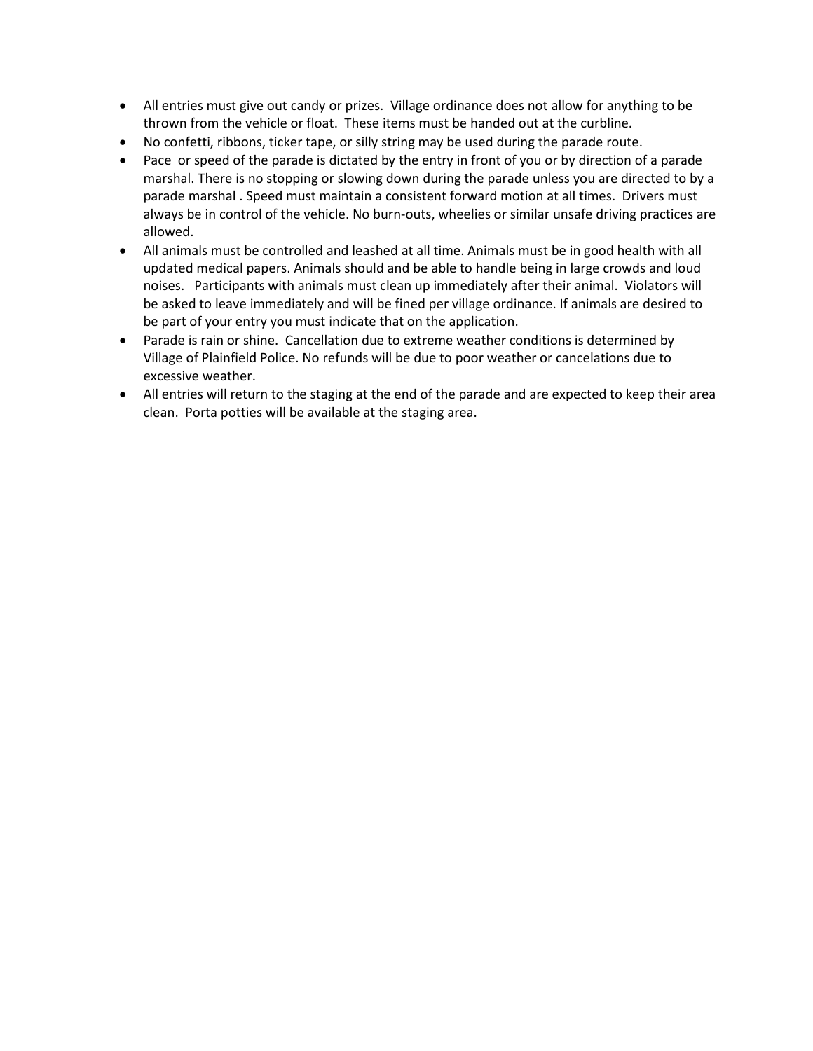- All entries must give out candy or prizes. Village ordinance does not allow for anything to be thrown from the vehicle or float. These items must be handed out at the curbline.
- No confetti, ribbons, ticker tape, or silly string may be used during the parade route.
- Pace or speed of the parade is dictated by the entry in front of you or by direction of a parade marshal. There is no stopping or slowing down during the parade unless you are directed to by a parade marshal . Speed must maintain a consistent forward motion at all times. Drivers must always be in control of the vehicle. No burn-outs, wheelies or similar unsafe driving practices are allowed.
- All animals must be controlled and leashed at all time. Animals must be in good health with all updated medical papers. Animals should and be able to handle being in large crowds and loud noises. Participants with animals must clean up immediately after their animal. Violators will be asked to leave immediately and will be fined per village ordinance. If animals are desired to be part of your entry you must indicate that on the application.
- Parade is rain or shine. Cancellation due to extreme weather conditions is determined by Village of Plainfield Police. No refunds will be due to poor weather or cancelations due to excessive weather.
- All entries will return to the staging at the end of the parade and are expected to keep their area clean. Porta potties will be available at the staging area.